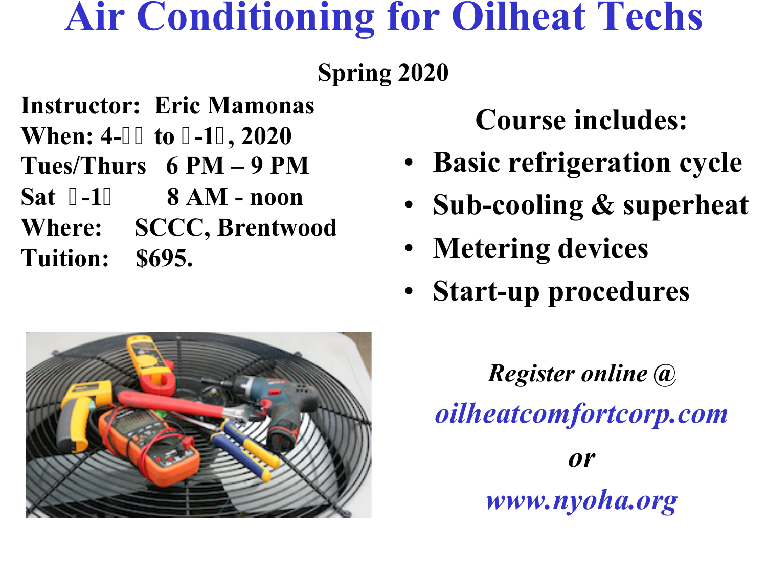# Air Conditioning for Oilheat Techs

**Spring 2020**

**Instructor: Eric Mamonas**
**When: 4-□□ to □-1□, 2020**
**Tues/Thurs 6 PM – 9 PM**
**Sat □-1□ 8 AM - noon**
**Where: SCCC, Brentwood**
**Tuition: $695.**

## Course includes:

- **Basic refrigeration cycle**
- **Sub-cooling & superheat**
- **Metering devices**
- **Start-up procedures**

***Register online @***

***oilheatcomfortcorp.com***

***or***

***www.nyoha.org***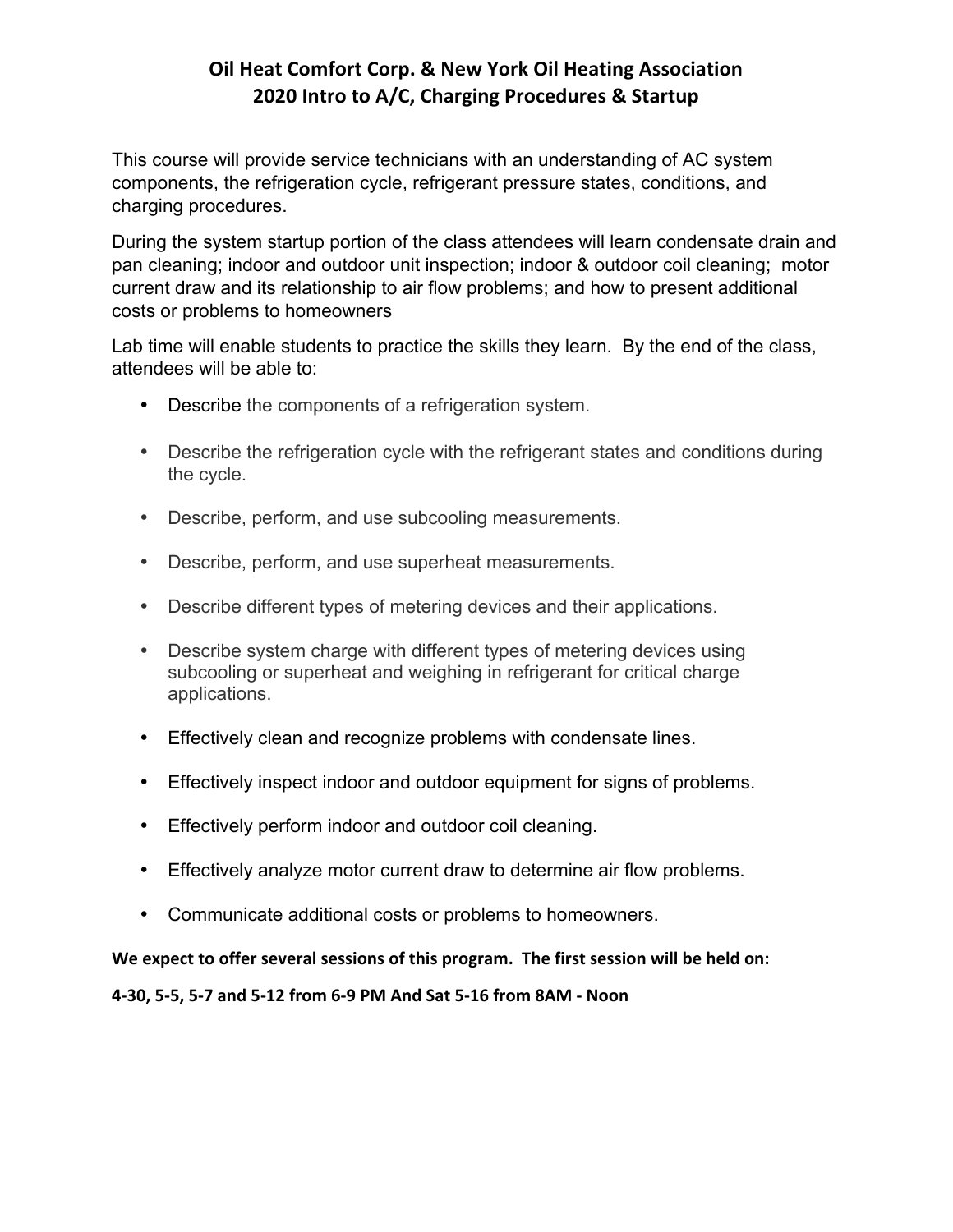# Oil Heat Comfort Corp. & New York Oil Heating Association
## 2020 Intro to A/C, Charging Procedures & Startup

This course will provide service technicians with an understanding of AC system components, the refrigeration cycle, refrigerant pressure states, conditions, and charging procedures.

During the system startup portion of the class attendees will learn condensate drain and pan cleaning; indoor and outdoor unit inspection; indoor & outdoor coil cleaning; motor current draw and its relationship to air flow problems; and how to present additional costs or problems to homeowners

Lab time will enable students to practice the skills they learn. By the end of the class, attendees will be able to:

- Describe the components of a refrigeration system.
- Describe the refrigeration cycle with the refrigerant states and conditions during the cycle.
- Describe, perform, and use subcooling measurements.
- Describe, perform, and use superheat measurements.
- Describe different types of metering devices and their applications.
- Describe system charge with different types of metering devices using subcooling or superheat and weighing in refrigerant for critical charge applications.
- Effectively clean and recognize problems with condensate lines.
- Effectively inspect indoor and outdoor equipment for signs of problems.
- Effectively perform indoor and outdoor coil cleaning.
- Effectively analyze motor current draw to determine air flow problems.
- Communicate additional costs or problems to homeowners.

**We expect to offer several sessions of this program. The first session will be held on:**

**4-30, 5-5, 5-7 and 5-12 from 6-9 PM And Sat 5-16 from 8AM - Noon**